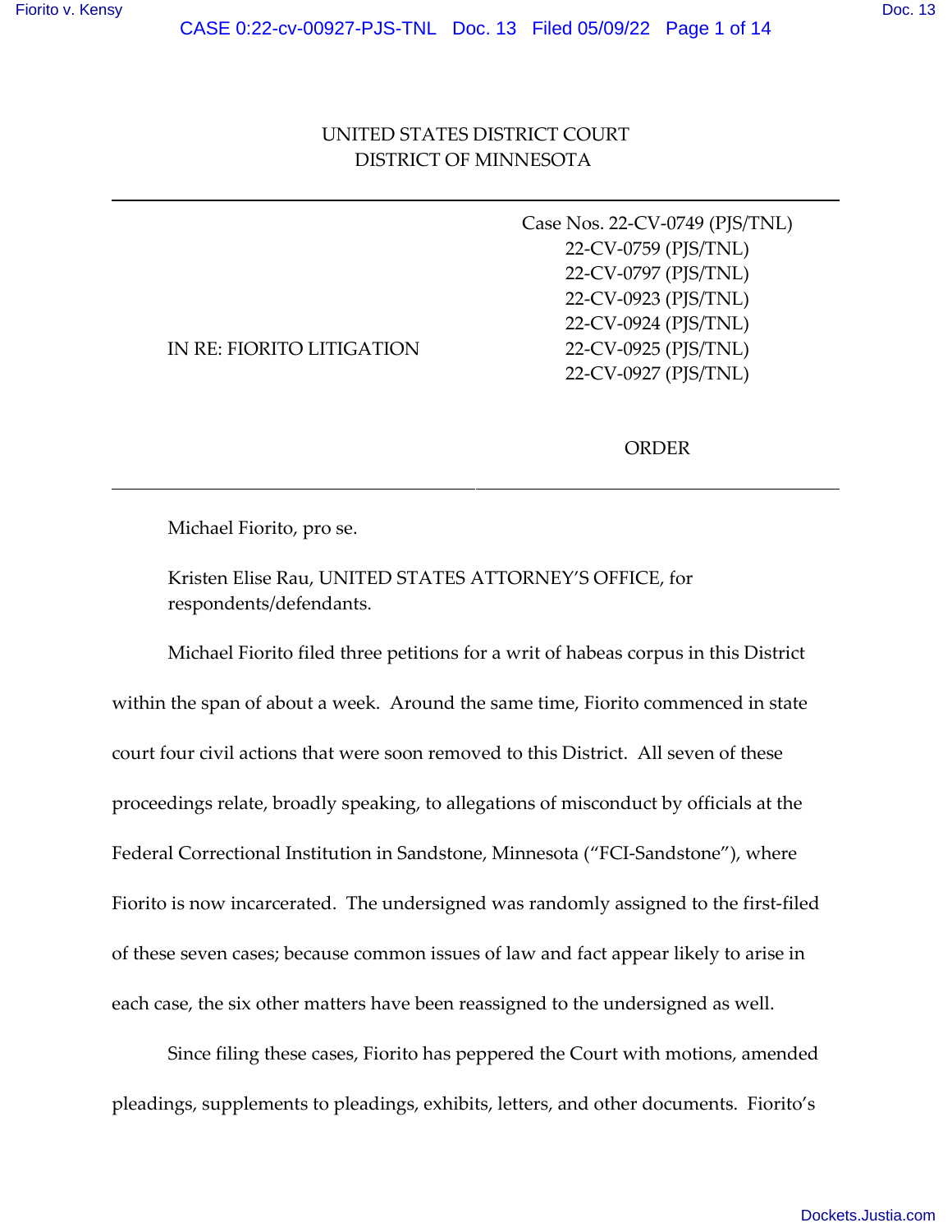UNITED STATES DISTRICT COURT
DISTRICT OF MINNESOTA

---

IN RE: FIORITO LITIGATION

Case Nos. 22-CV-0749 (PJS/TNL)
22-CV-0759 (PJS/TNL)
22-CV-0797 (PJS/TNL)
22-CV-0923 (PJS/TNL)
22-CV-0924 (PJS/TNL)
22-CV-0925 (PJS/TNL)
22-CV-0927 (PJS/TNL)

ORDER

---

Michael Fiorito, pro se.

Kristen Elise Rau, UNITED STATES ATTORNEY'S OFFICE, for respondents/defendants.

Michael Fiorito filed three petitions for a writ of habeas corpus in this District within the span of about a week. Around the same time, Fiorito commenced in state court four civil actions that were soon removed to this District. All seven of these proceedings relate, broadly speaking, to allegations of misconduct by officials at the Federal Correctional Institution in Sandstone, Minnesota ("FCI-Sandstone"), where Fiorito is now incarcerated. The undersigned was randomly assigned to the first-filed of these seven cases; because common issues of law and fact appear likely to arise in each case, the six other matters have been reassigned to the undersigned as well.

Since filing these cases, Fiorito has peppered the Court with motions, amended pleadings, supplements to pleadings, exhibits, letters, and other documents. Fiorito's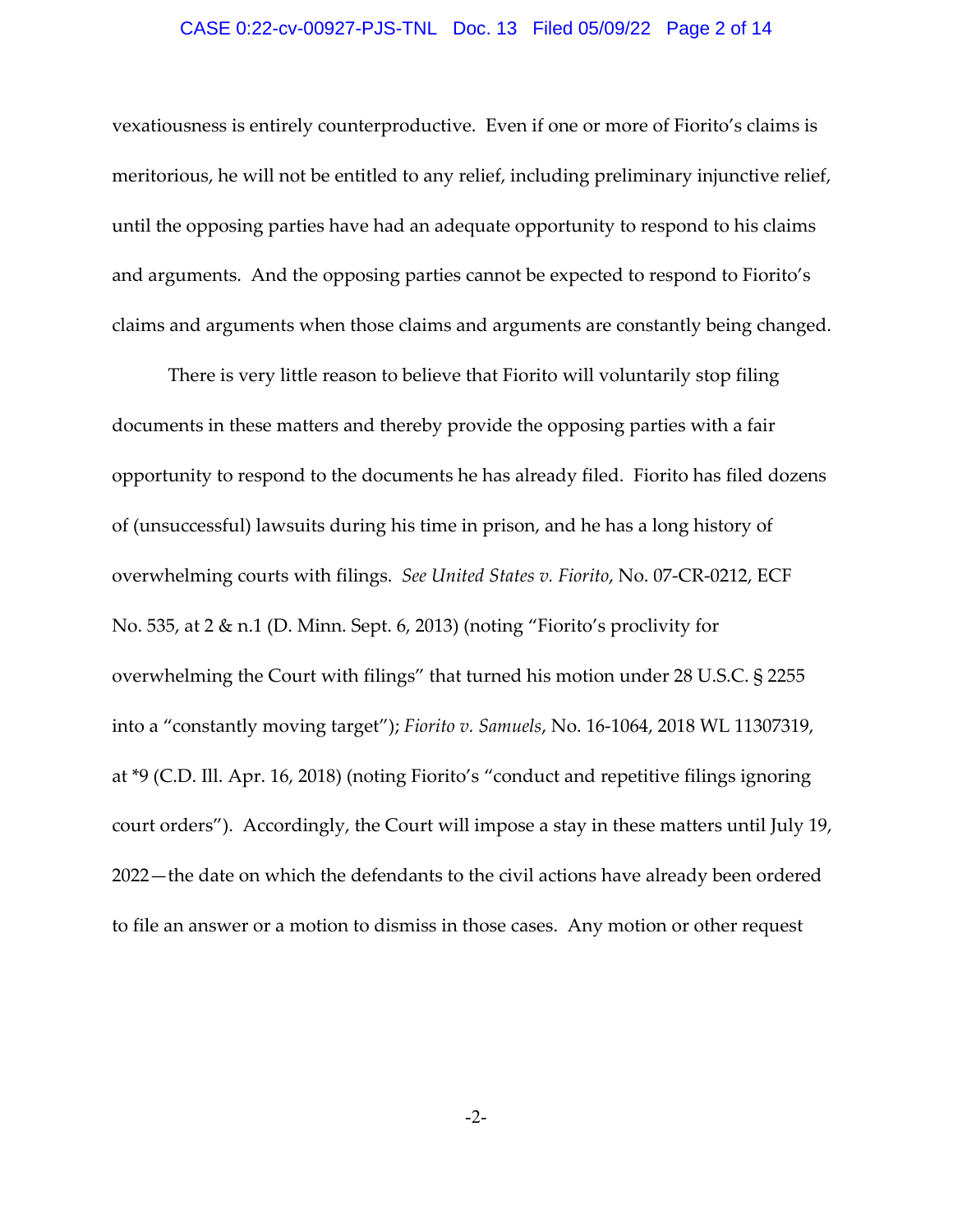vexatiousness is entirely counterproductive. Even if one or more of Fiorito's claims is meritorious, he will not be entitled to any relief, including preliminary injunctive relief, until the opposing parties have had an adequate opportunity to respond to his claims and arguments. And the opposing parties cannot be expected to respond to Fiorito's claims and arguments when those claims and arguments are constantly being changed.

There is very little reason to believe that Fiorito will voluntarily stop filing documents in these matters and thereby provide the opposing parties with a fair opportunity to respond to the documents he has already filed. Fiorito has filed dozens of (unsuccessful) lawsuits during his time in prison, and he has a long history of overwhelming courts with filings. *See United States v. Fiorito*, No. 07-CR-0212, ECF No. 535, at 2 & n.1 (D. Minn. Sept. 6, 2013) (noting "Fiorito's proclivity for overwhelming the Court with filings" that turned his motion under 28 U.S.C. § 2255 into a "constantly moving target"); *Fiorito v. Samuels*, No. 16-1064, 2018 WL 11307319, at *9 (C.D. Ill. Apr. 16, 2018) (noting Fiorito's "conduct and repetitive filings ignoring court orders"). Accordingly, the Court will impose a stay in these matters until July 19, 2022—the date on which the defendants to the civil actions have already been ordered to file an answer or a motion to dismiss in those cases. Any motion or other request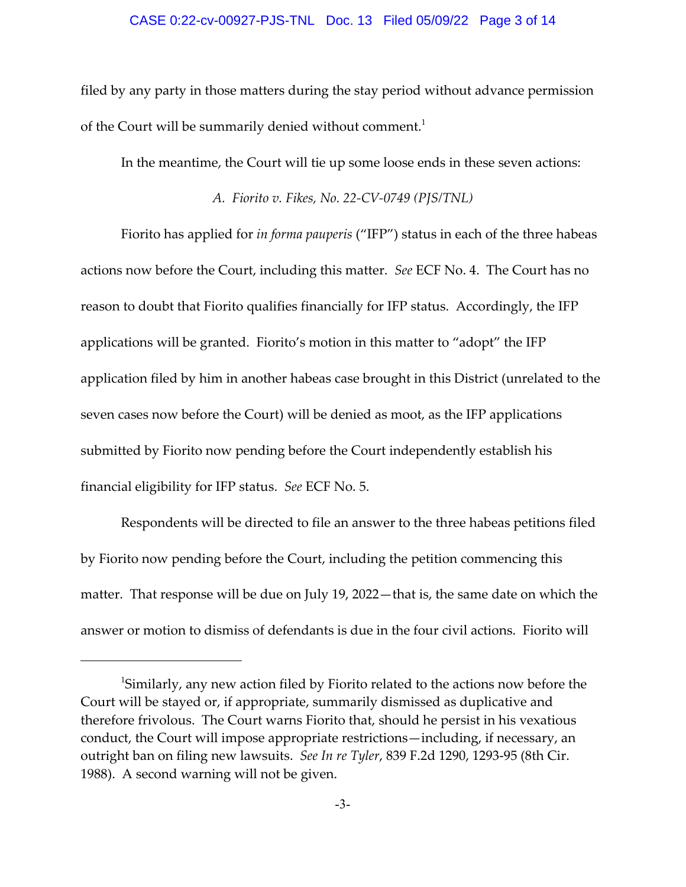filed by any party in those matters during the stay period without advance permission of the Court will be summarily denied without comment.[1]

In the meantime, the Court will tie up some loose ends in these seven actions:

*A. Fiorito v. Fikes, No. 22-CV-0749 (PJS/TNL)*

Fiorito has applied for *in forma pauperis* ("IFP") status in each of the three habeas actions now before the Court, including this matter. *See* ECF No. 4. The Court has no reason to doubt that Fiorito qualifies financially for IFP status. Accordingly, the IFP applications will be granted. Fiorito's motion in this matter to "adopt" the IFP application filed by him in another habeas case brought in this District (unrelated to the seven cases now before the Court) will be denied as moot, as the IFP applications submitted by Fiorito now pending before the Court independently establish his financial eligibility for IFP status. *See* ECF No. 5.

Respondents will be directed to file an answer to the three habeas petitions filed by Fiorito now pending before the Court, including the petition commencing this matter. That response will be due on July 19, 2022—that is, the same date on which the answer or motion to dismiss of defendants is due in the four civil actions. Fiorito will

---

[1]Similarly, any new action filed by Fiorito related to the actions now before the Court will be stayed or, if appropriate, summarily dismissed as duplicative and therefore frivolous. The Court warns Fiorito that, should he persist in his vexatious conduct, the Court will impose appropriate restrictions—including, if necessary, an outright ban on filing new lawsuits. *See In re Tyler*, 839 F.2d 1290, 1293-95 (8th Cir. 1988). A second warning will not be given.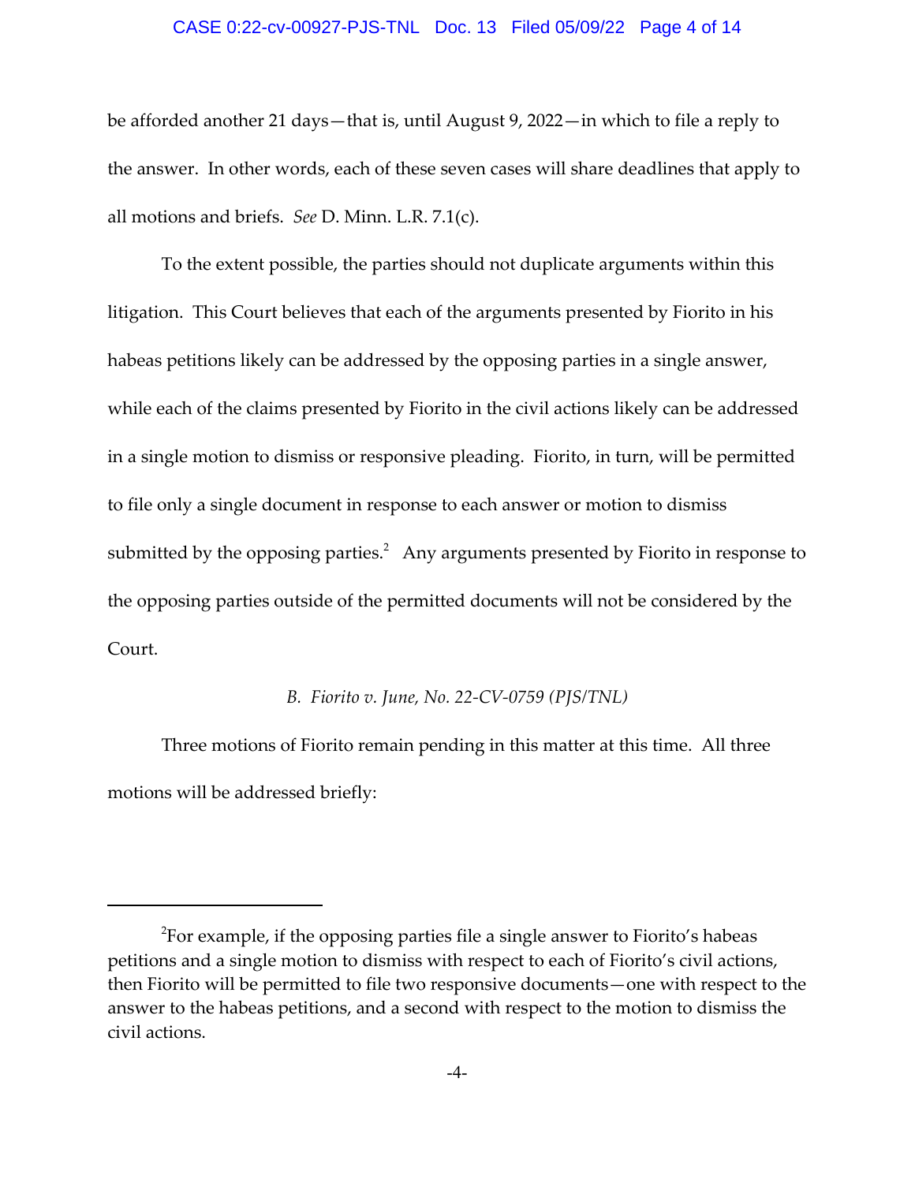be afforded another 21 days—that is, until August 9, 2022—in which to file a reply to the answer. In other words, each of these seven cases will share deadlines that apply to all motions and briefs. *See* D. Minn. L.R. 7.1(c).

To the extent possible, the parties should not duplicate arguments within this litigation. This Court believes that each of the arguments presented by Fiorito in his habeas petitions likely can be addressed by the opposing parties in a single answer, while each of the claims presented by Fiorito in the civil actions likely can be addressed in a single motion to dismiss or responsive pleading. Fiorito, in turn, will be permitted to file only a single document in response to each answer or motion to dismiss submitted by the opposing parties.[2] Any arguments presented by Fiorito in response to the opposing parties outside of the permitted documents will not be considered by the Court.

### *B. Fiorito v. June, No. 22-CV-0759 (PJS/TNL)*

Three motions of Fiorito remain pending in this matter at this time. All three motions will be addressed briefly:

---

[2]For example, if the opposing parties file a single answer to Fiorito's habeas petitions and a single motion to dismiss with respect to each of Fiorito's civil actions, then Fiorito will be permitted to file two responsive documents—one with respect to the answer to the habeas petitions, and a second with respect to the motion to dismiss the civil actions.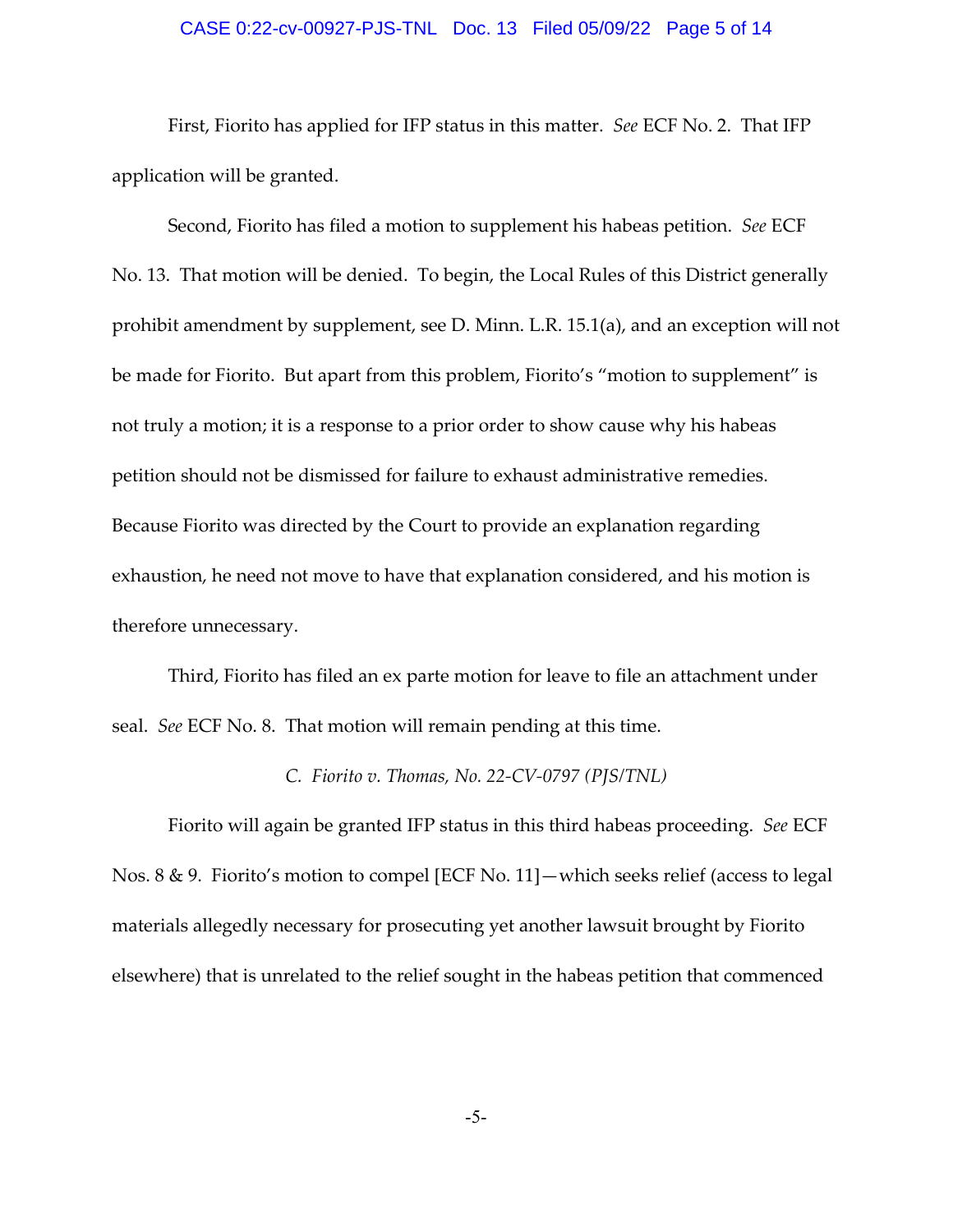First, Fiorito has applied for IFP status in this matter. *See* ECF No. 2. That IFP application will be granted.

Second, Fiorito has filed a motion to supplement his habeas petition. *See* ECF No. 13. That motion will be denied. To begin, the Local Rules of this District generally prohibit amendment by supplement, see D. Minn. L.R. 15.1(a), and an exception will not be made for Fiorito. But apart from this problem, Fiorito's "motion to supplement" is not truly a motion; it is a response to a prior order to show cause why his habeas petition should not be dismissed for failure to exhaust administrative remedies. Because Fiorito was directed by the Court to provide an explanation regarding exhaustion, he need not move to have that explanation considered, and his motion is therefore unnecessary.

Third, Fiorito has filed an ex parte motion for leave to file an attachment under seal. *See* ECF No. 8. That motion will remain pending at this time.

*C. Fiorito v. Thomas, No. 22-CV-0797 (PJS/TNL)*

Fiorito will again be granted IFP status in this third habeas proceeding. *See* ECF Nos. 8 & 9. Fiorito's motion to compel [ECF No. 11]—which seeks relief (access to legal materials allegedly necessary for prosecuting yet another lawsuit brought by Fiorito elsewhere) that is unrelated to the relief sought in the habeas petition that commenced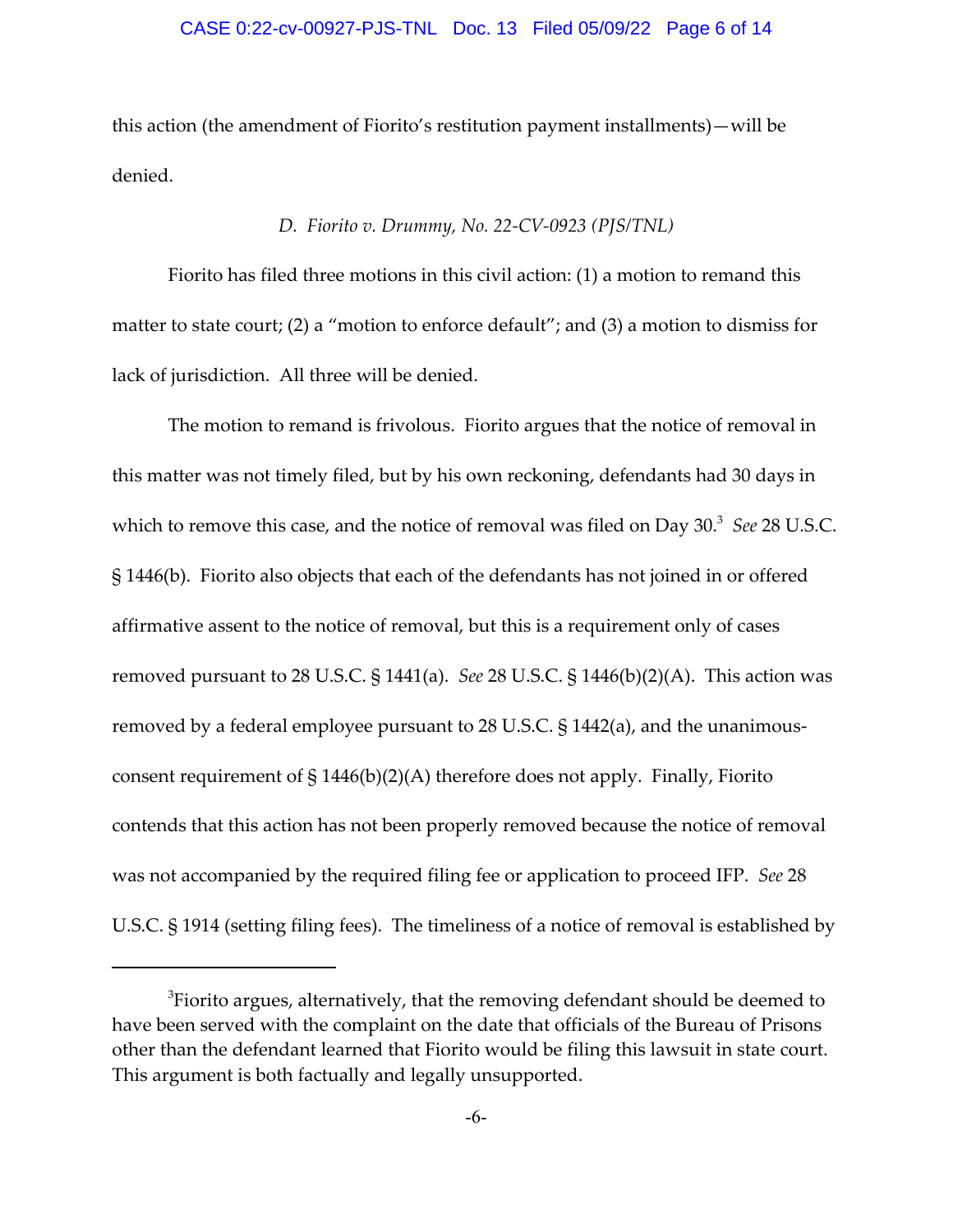this action (the amendment of Fiorito's restitution payment installments)—will be denied.

### *D. Fiorito v. Drummy, No. 22-CV-0923 (PJS/TNL)*

Fiorito has filed three motions in this civil action: (1) a motion to remand this matter to state court; (2) a "motion to enforce default"; and (3) a motion to dismiss for lack of jurisdiction. All three will be denied.

The motion to remand is frivolous. Fiorito argues that the notice of removal in this matter was not timely filed, but by his own reckoning, defendants had 30 days in which to remove this case, and the notice of removal was filed on Day 30.[3] *See* 28 U.S.C. § 1446(b). Fiorito also objects that each of the defendants has not joined in or offered affirmative assent to the notice of removal, but this is a requirement only of cases removed pursuant to 28 U.S.C. § 1441(a). *See* 28 U.S.C. § 1446(b)(2)(A). This action was removed by a federal employee pursuant to 28 U.S.C. § 1442(a), and the unanimous-consent requirement of § 1446(b)(2)(A) therefore does not apply. Finally, Fiorito contends that this action has not been properly removed because the notice of removal was not accompanied by the required filing fee or application to proceed IFP. *See* 28 U.S.C. § 1914 (setting filing fees). The timeliness of a notice of removal is established by

---

[3]Fiorito argues, alternatively, that the removing defendant should be deemed to have been served with the complaint on the date that officials of the Bureau of Prisons other than the defendant learned that Fiorito would be filing this lawsuit in state court. This argument is both factually and legally unsupported.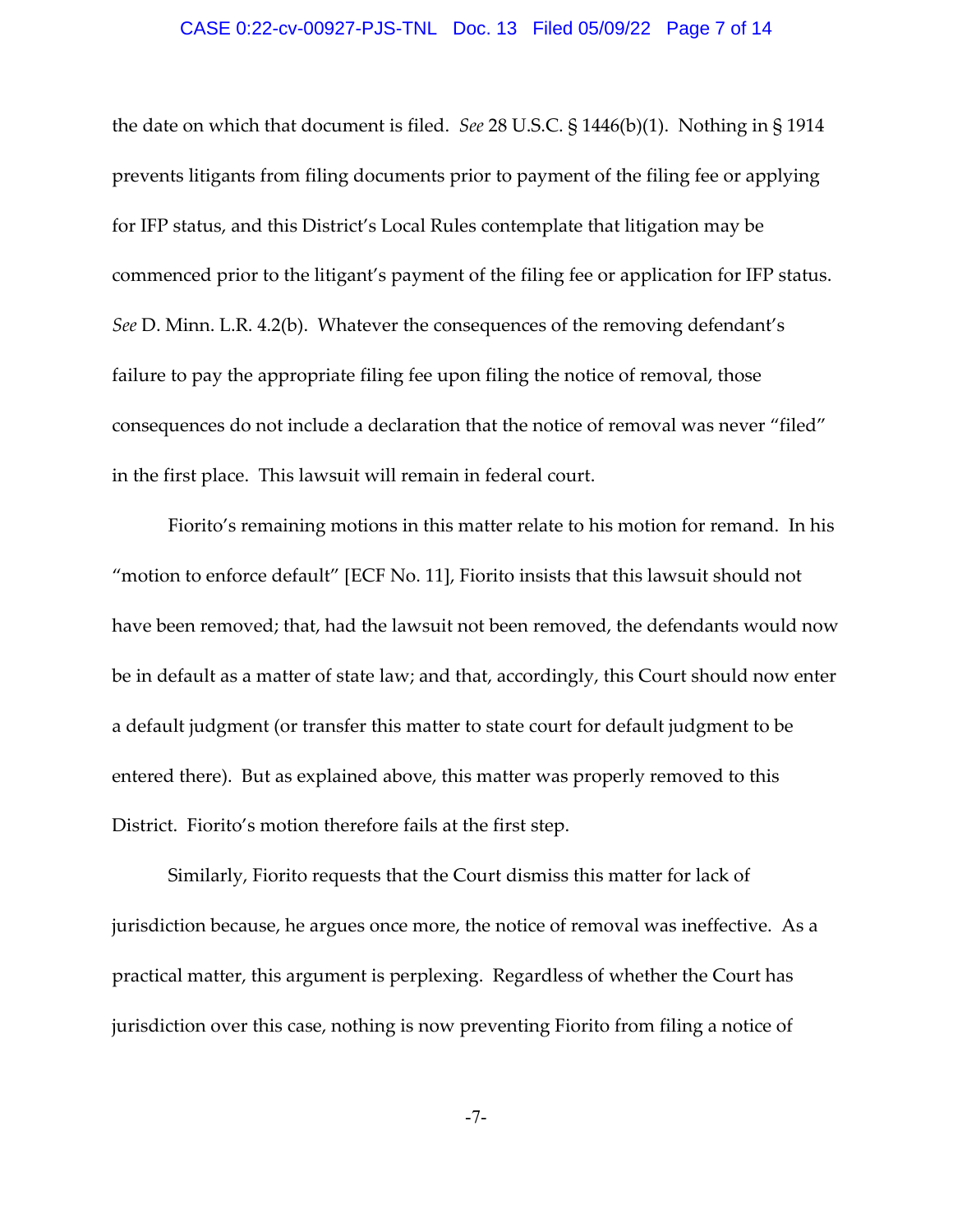the date on which that document is filed. *See* 28 U.S.C. § 1446(b)(1). Nothing in § 1914 prevents litigants from filing documents prior to payment of the filing fee or applying for IFP status, and this District's Local Rules contemplate that litigation may be commenced prior to the litigant's payment of the filing fee or application for IFP status. *See* D. Minn. L.R. 4.2(b). Whatever the consequences of the removing defendant's failure to pay the appropriate filing fee upon filing the notice of removal, those consequences do not include a declaration that the notice of removal was never "filed" in the first place. This lawsuit will remain in federal court.

Fiorito's remaining motions in this matter relate to his motion for remand. In his "motion to enforce default" [ECF No. 11], Fiorito insists that this lawsuit should not have been removed; that, had the lawsuit not been removed, the defendants would now be in default as a matter of state law; and that, accordingly, this Court should now enter a default judgment (or transfer this matter to state court for default judgment to be entered there). But as explained above, this matter was properly removed to this District. Fiorito's motion therefore fails at the first step.

Similarly, Fiorito requests that the Court dismiss this matter for lack of jurisdiction because, he argues once more, the notice of removal was ineffective. As a practical matter, this argument is perplexing. Regardless of whether the Court has jurisdiction over this case, nothing is now preventing Fiorito from filing a notice of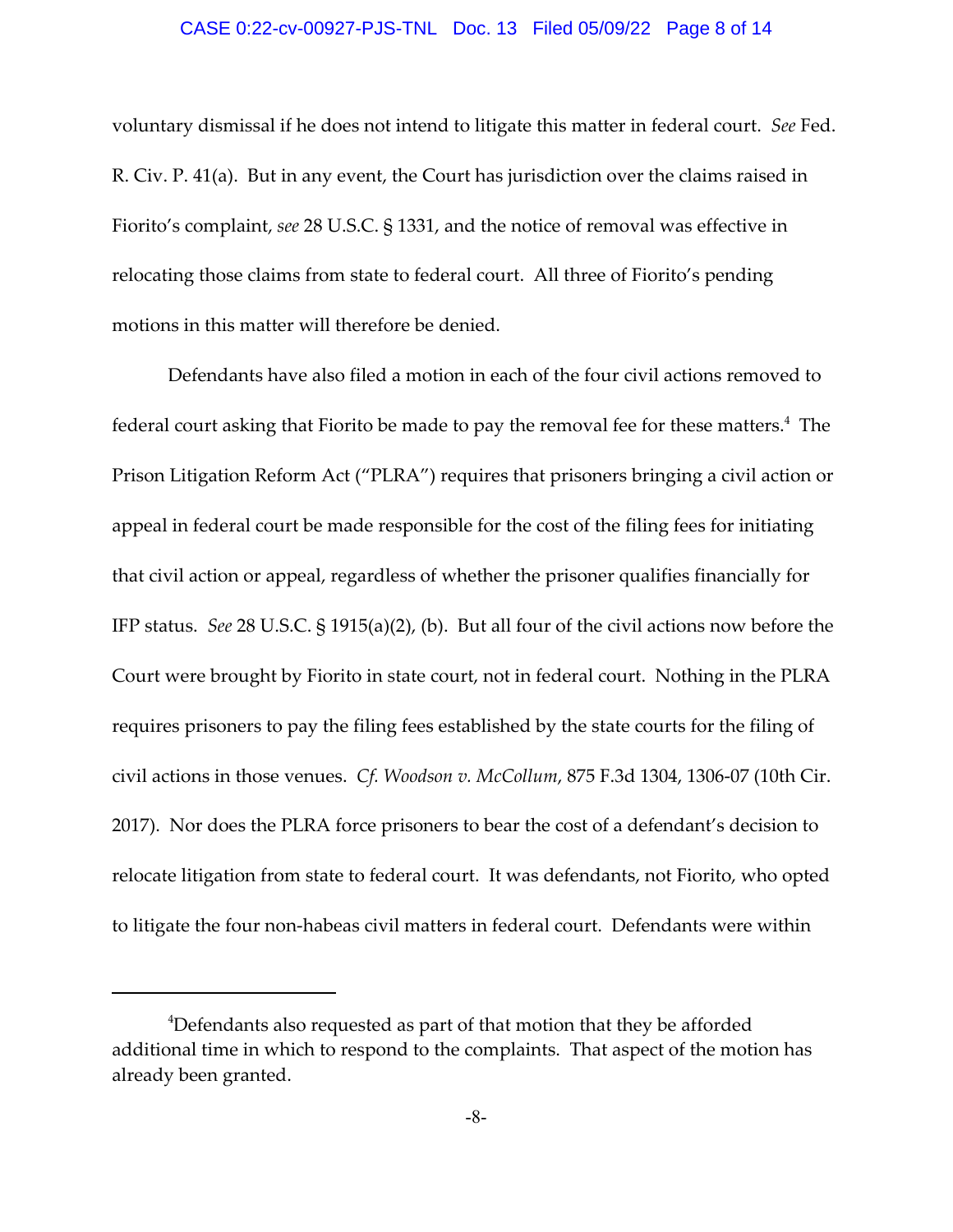voluntary dismissal if he does not intend to litigate this matter in federal court. *See* Fed. R. Civ. P. 41(a). But in any event, the Court has jurisdiction over the claims raised in Fiorito's complaint, *see* 28 U.S.C. § 1331, and the notice of removal was effective in relocating those claims from state to federal court. All three of Fiorito's pending motions in this matter will therefore be denied.

Defendants have also filed a motion in each of the four civil actions removed to federal court asking that Fiorito be made to pay the removal fee for these matters.[4] The Prison Litigation Reform Act ("PLRA") requires that prisoners bringing a civil action or appeal in federal court be made responsible for the cost of the filing fees for initiating that civil action or appeal, regardless of whether the prisoner qualifies financially for IFP status. *See* 28 U.S.C. § 1915(a)(2), (b). But all four of the civil actions now before the Court were brought by Fiorito in state court, not in federal court. Nothing in the PLRA requires prisoners to pay the filing fees established by the state courts for the filing of civil actions in those venues. *Cf. Woodson v. McCollum*, 875 F.3d 1304, 1306-07 (10th Cir. 2017). Nor does the PLRA force prisoners to bear the cost of a defendant's decision to relocate litigation from state to federal court. It was defendants, not Fiorito, who opted to litigate the four non-habeas civil matters in federal court. Defendants were within

---

[4]Defendants also requested as part of that motion that they be afforded additional time in which to respond to the complaints. That aspect of the motion has already been granted.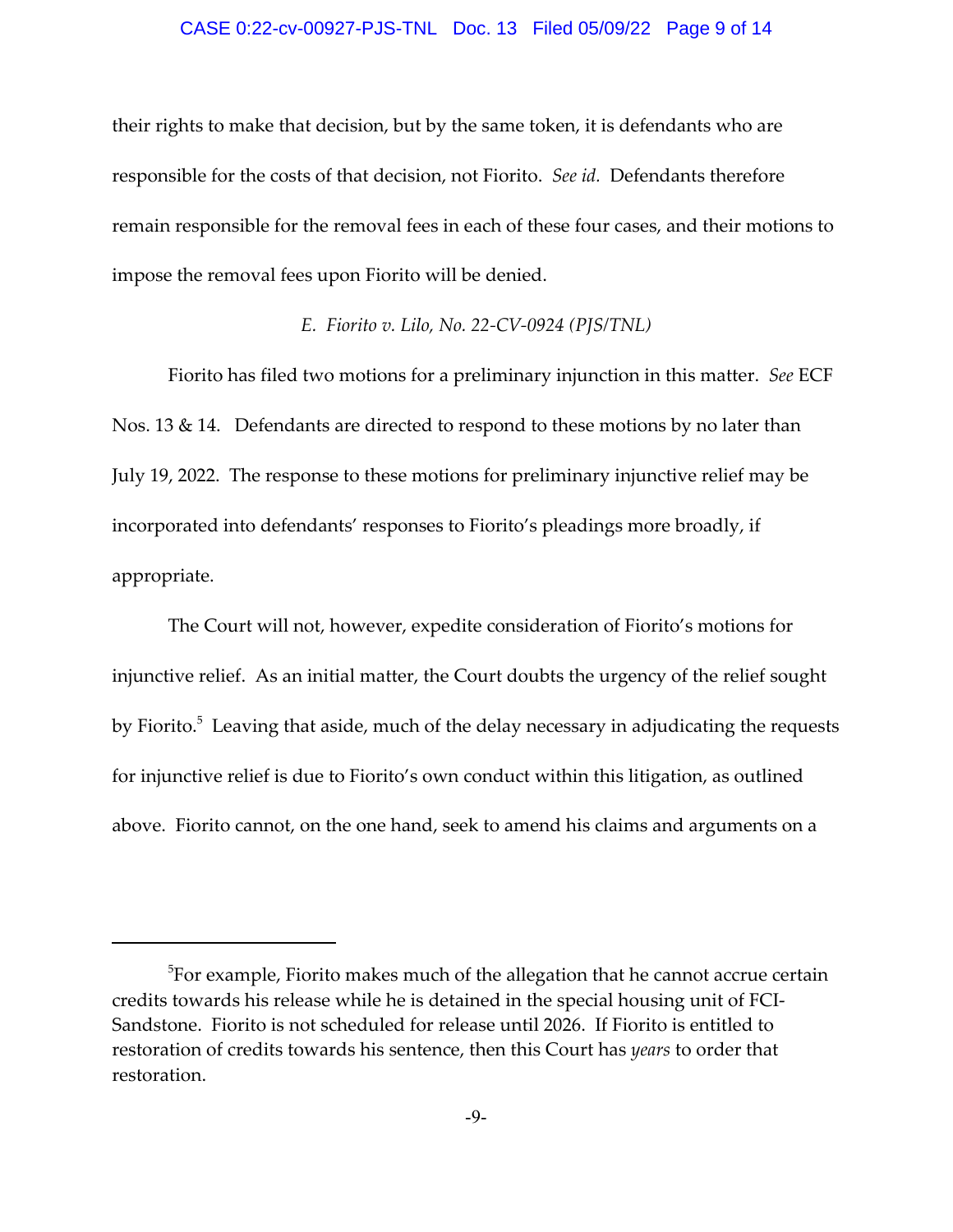their rights to make that decision, but by the same token, it is defendants who are responsible for the costs of that decision, not Fiorito. *See id.* Defendants therefore remain responsible for the removal fees in each of these four cases, and their motions to impose the removal fees upon Fiorito will be denied.

*E. Fiorito v. Lilo, No. 22-CV-0924 (PJS/TNL)*

Fiorito has filed two motions for a preliminary injunction in this matter. *See* ECF Nos. 13 & 14. Defendants are directed to respond to these motions by no later than July 19, 2022. The response to these motions for preliminary injunctive relief may be incorporated into defendants' responses to Fiorito's pleadings more broadly, if appropriate.

The Court will not, however, expedite consideration of Fiorito's motions for injunctive relief. As an initial matter, the Court doubts the urgency of the relief sought by Fiorito.[5] Leaving that aside, much of the delay necessary in adjudicating the requests for injunctive relief is due to Fiorito's own conduct within this litigation, as outlined above. Fiorito cannot, on the one hand, seek to amend his claims and arguments on a

---

[5]For example, Fiorito makes much of the allegation that he cannot accrue certain credits towards his release while he is detained in the special housing unit of FCI-Sandstone. Fiorito is not scheduled for release until 2026. If Fiorito is entitled to restoration of credits towards his sentence, then this Court has *years* to order that restoration.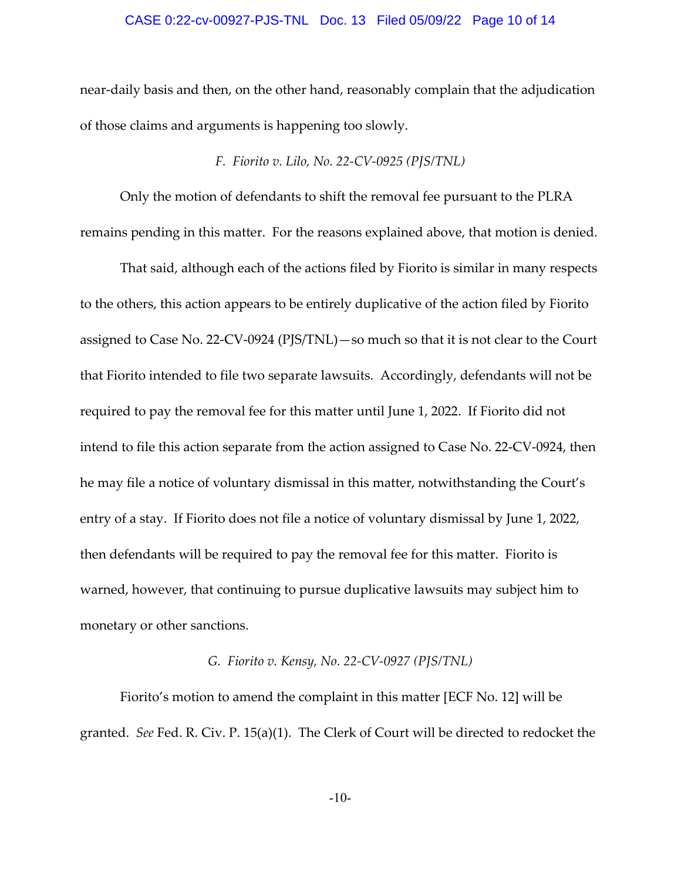near-daily basis and then, on the other hand, reasonably complain that the adjudication of those claims and arguments is happening too slowly.

*F. Fiorito v. Lilo, No. 22-CV-0925 (PJS/TNL)*

Only the motion of defendants to shift the removal fee pursuant to the PLRA remains pending in this matter. For the reasons explained above, that motion is denied.

That said, although each of the actions filed by Fiorito is similar in many respects to the others, this action appears to be entirely duplicative of the action filed by Fiorito assigned to Case No. 22-CV-0924 (PJS/TNL)—so much so that it is not clear to the Court that Fiorito intended to file two separate lawsuits. Accordingly, defendants will not be required to pay the removal fee for this matter until June 1, 2022. If Fiorito did not intend to file this action separate from the action assigned to Case No. 22-CV-0924, then he may file a notice of voluntary dismissal in this matter, notwithstanding the Court's entry of a stay. If Fiorito does not file a notice of voluntary dismissal by June 1, 2022, then defendants will be required to pay the removal fee for this matter. Fiorito is warned, however, that continuing to pursue duplicative lawsuits may subject him to monetary or other sanctions.

*G. Fiorito v. Kensy, No. 22-CV-0927 (PJS/TNL)*

Fiorito's motion to amend the complaint in this matter [ECF No. 12] will be granted. *See* Fed. R. Civ. P. 15(a)(1). The Clerk of Court will be directed to redocket the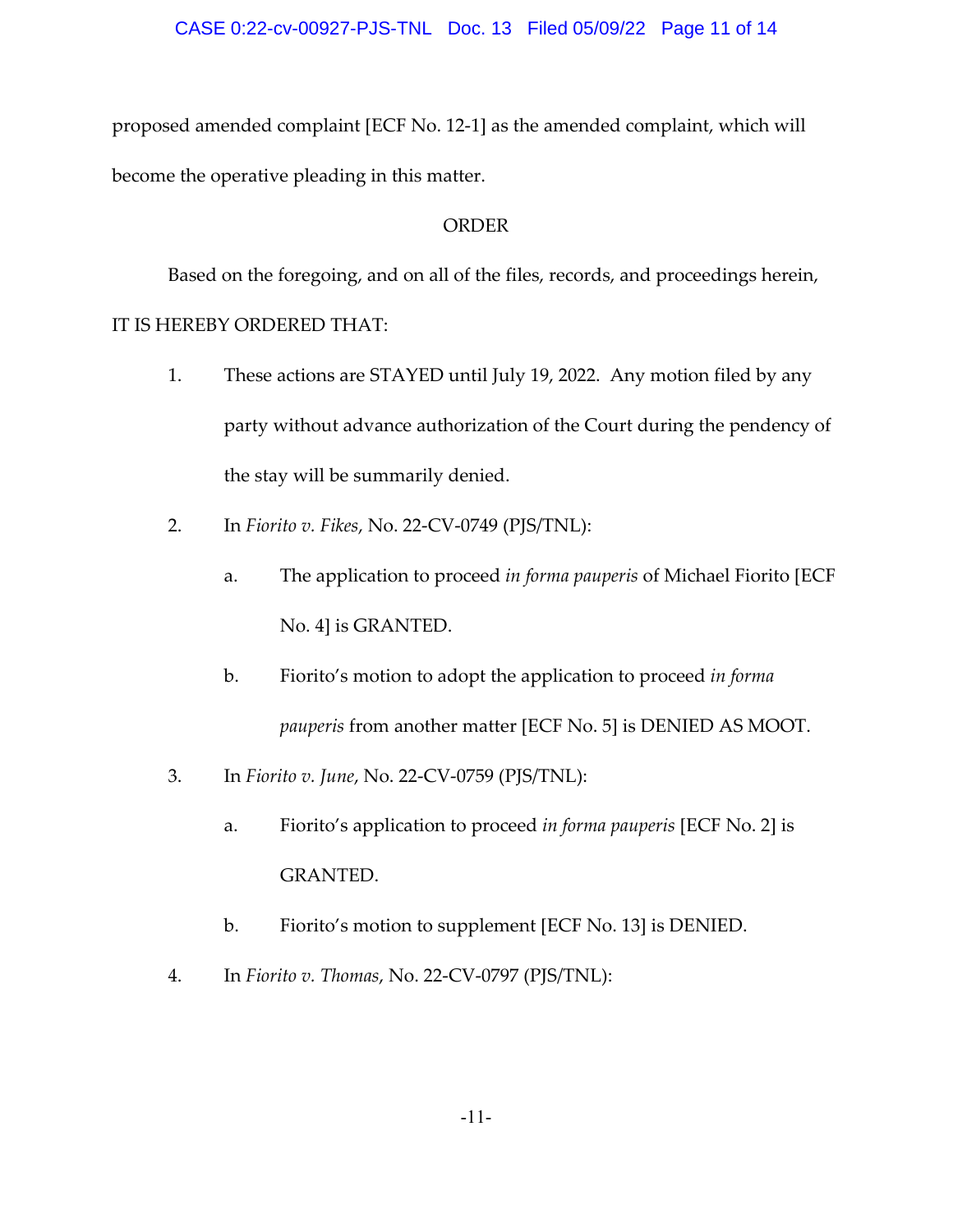proposed amended complaint [ECF No. 12-1] as the amended complaint, which will become the operative pleading in this matter.

## ORDER

Based on the foregoing, and on all of the files, records, and proceedings herein, IT IS HEREBY ORDERED THAT:

1. These actions are STAYED until July 19, 2022. Any motion filed by any party without advance authorization of the Court during the pendency of the stay will be summarily denied.

2. In *Fiorito v. Fikes*, No. 22-CV-0749 (PJS/TNL):

   a. The application to proceed *in forma pauperis* of Michael Fiorito [ECF No. 4] is GRANTED.

   b. Fiorito's motion to adopt the application to proceed *in forma pauperis* from another matter [ECF No. 5] is DENIED AS MOOT.

3. In *Fiorito v. June*, No. 22-CV-0759 (PJS/TNL):

   a. Fiorito's application to proceed *in forma pauperis* [ECF No. 2] is GRANTED.

   b. Fiorito's motion to supplement [ECF No. 13] is DENIED.

4. In *Fiorito v. Thomas*, No. 22-CV-0797 (PJS/TNL):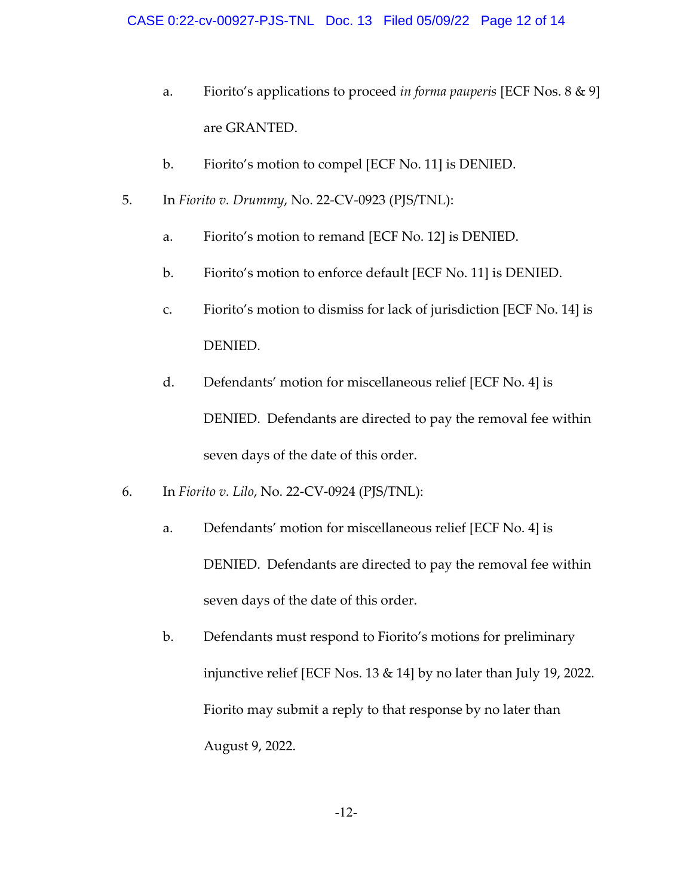a. Fiorito's applications to proceed *in forma pauperis* [ECF Nos. 8 & 9] are GRANTED.

   b. Fiorito's motion to compel [ECF No. 11] is DENIED.

5. In *Fiorito v. Drummy*, No. 22-CV-0923 (PJS/TNL):

   a. Fiorito's motion to remand [ECF No. 12] is DENIED.

   b. Fiorito's motion to enforce default [ECF No. 11] is DENIED.

   c. Fiorito's motion to dismiss for lack of jurisdiction [ECF No. 14] is DENIED.

   d. Defendants' motion for miscellaneous relief [ECF No. 4] is DENIED. Defendants are directed to pay the removal fee within seven days of the date of this order.

6. In *Fiorito v. Lilo*, No. 22-CV-0924 (PJS/TNL):

   a. Defendants' motion for miscellaneous relief [ECF No. 4] is DENIED. Defendants are directed to pay the removal fee within seven days of the date of this order.

   b. Defendants must respond to Fiorito's motions for preliminary injunctive relief [ECF Nos. 13 & 14] by no later than July 19, 2022. Fiorito may submit a reply to that response by no later than August 9, 2022.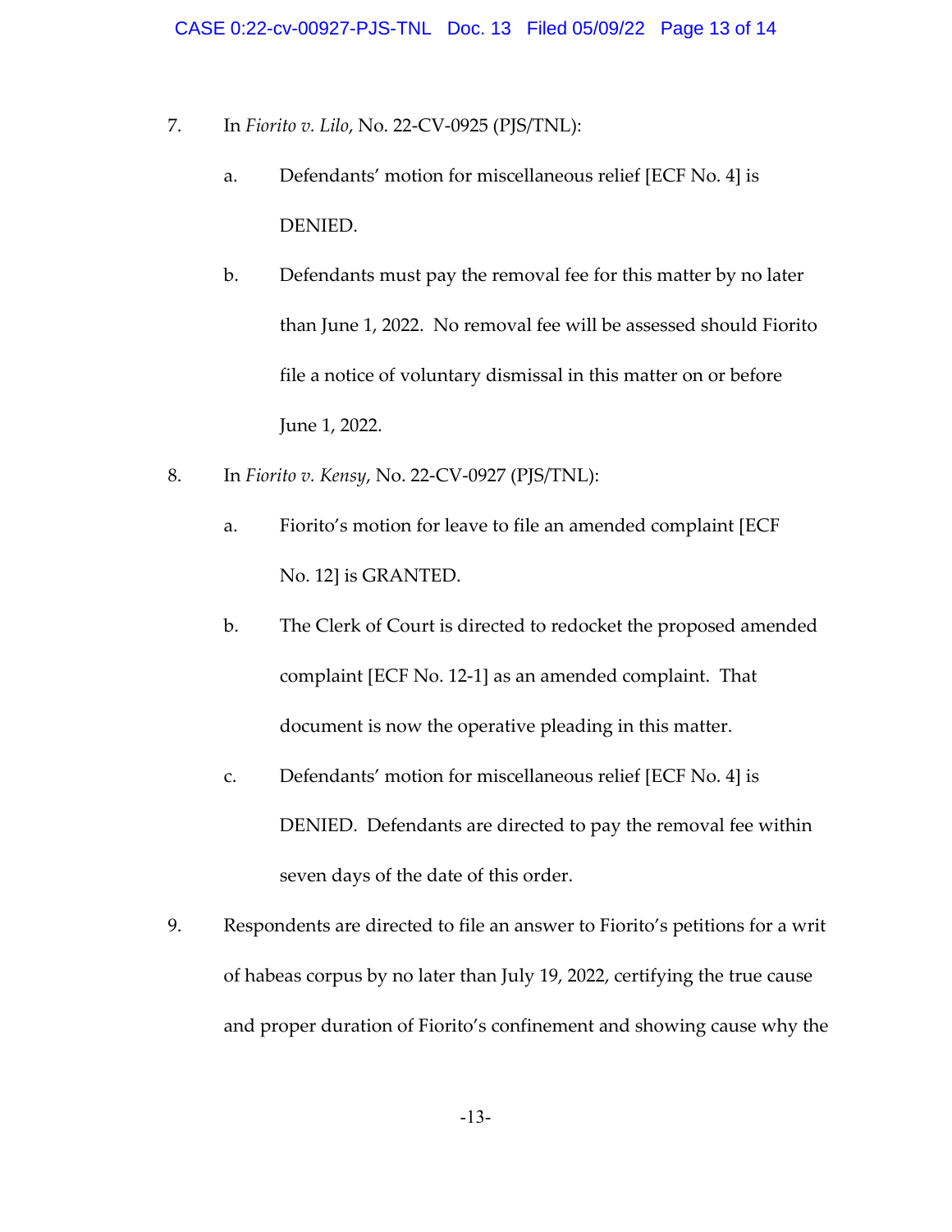7. In *Fiorito v. Lilo*, No. 22-CV-0925 (PJS/TNL):

    a. Defendants' motion for miscellaneous relief [ECF No. 4] is DENIED.

    b. Defendants must pay the removal fee for this matter by no later than June 1, 2022. No removal fee will be assessed should Fiorito file a notice of voluntary dismissal in this matter on or before June 1, 2022.

8. In *Fiorito v. Kensy*, No. 22-CV-0927 (PJS/TNL):

    a. Fiorito's motion for leave to file an amended complaint [ECF No. 12] is GRANTED.

    b. The Clerk of Court is directed to redocket the proposed amended complaint [ECF No. 12-1] as an amended complaint. That document is now the operative pleading in this matter.

    c. Defendants' motion for miscellaneous relief [ECF No. 4] is DENIED. Defendants are directed to pay the removal fee within seven days of the date of this order.

9. Respondents are directed to file an answer to Fiorito's petitions for a writ of habeas corpus by no later than July 19, 2022, certifying the true cause and proper duration of Fiorito's confinement and showing cause why the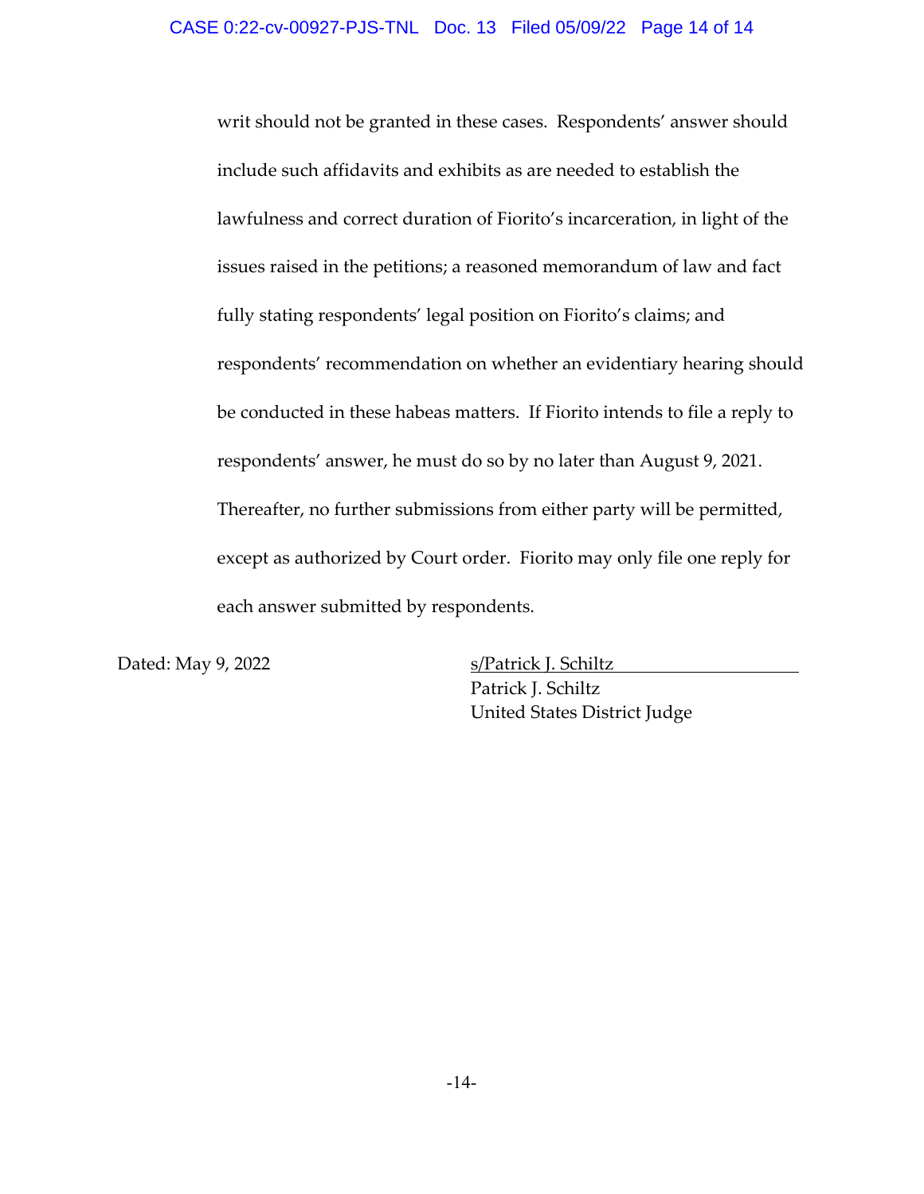writ should not be granted in these cases. Respondents' answer should include such affidavits and exhibits as are needed to establish the lawfulness and correct duration of Fiorito's incarceration, in light of the issues raised in the petitions; a reasoned memorandum of law and fact fully stating respondents' legal position on Fiorito's claims; and respondents' recommendation on whether an evidentiary hearing should be conducted in these habeas matters. If Fiorito intends to file a reply to respondents' answer, he must do so by no later than August 9, 2021. Thereafter, no further submissions from either party will be permitted, except as authorized by Court order. Fiorito may only file one reply for each answer submitted by respondents.

Dated: May 9, 2022

s/Patrick J. Schiltz
Patrick J. Schiltz
United States District Judge